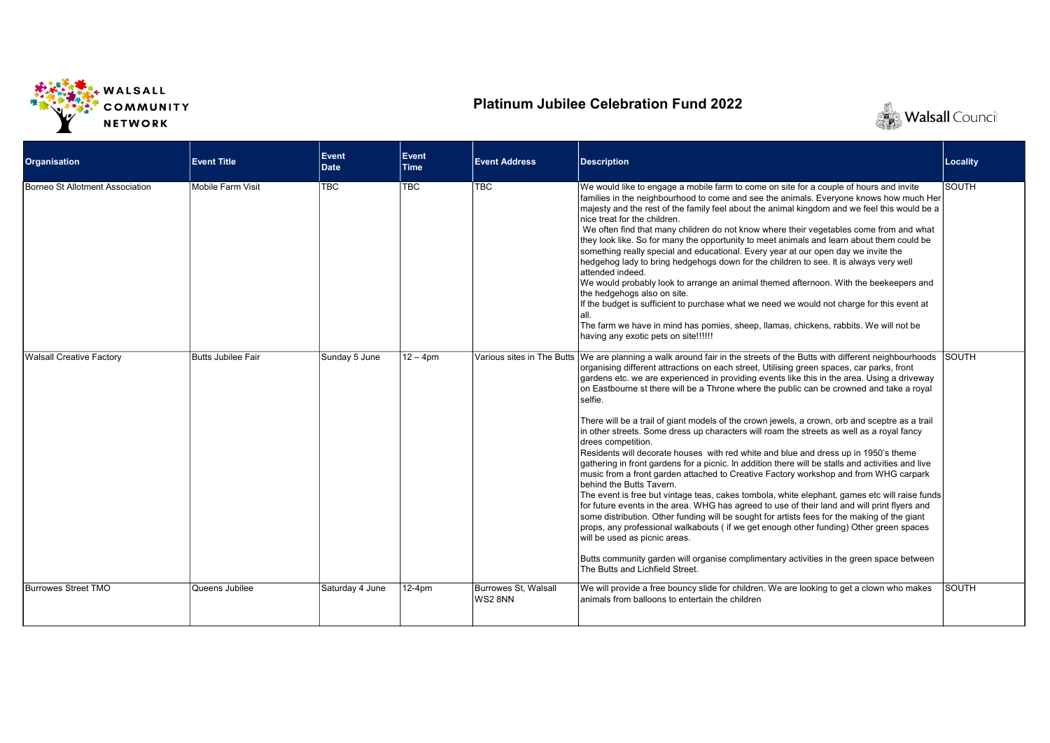WALSALL COMMUNITY NETWORK

# Platinum Jubilee Celebration Fund 2022

Walsall Council

| Organisation | Event Title | Event Date | Event Time | Event Address | Description | Locality |
|---|---|---|---|---|---|---|
| Borneo St Allotment Association | Mobile Farm Visit | TBC | TBC | TBC | We would like to engage a mobile farm to come on site for a couple of hours and invite families in the neighbourhood to come and see the animals. Everyone knows how much Her majesty and the rest of the family feel about the animal kingdom and we feel this would be a nice treat for the children.<br>We often find that many children do not know where their vegetables come from and what they look like. So for many the opportunity to meet animals and learn about them could be something really special and educational. Every year at our open day we invite the hedgehog lady to bring hedgehogs down for the children to see. It is always very well attended indeed.<br>We would probably look to arrange an animal themed afternoon. With the beekeepers and the hedgehogs also on site.<br>If the budget is sufficient to purchase what we need we would not charge for this event at all.<br>The farm we have in mind has pomies, sheep, llamas, chickens, rabbits. We will not be having any exotic pets on site!!!!!! | SOUTH |
| Walsall Creative Factory | Butts Jubilee Fair | Sunday 5 June | 12 – 4pm | Various sites in The Butts | We are planning a walk around fair in the streets of the Butts with different neighbourhoods organising different attractions on each street, Utilising green spaces, car parks, front gardens etc. we are experienced in providing events like this in the area. Using a driveway on Eastbourne st there will be a Throne where the public can be crowned and take a royal selfie.<br><br>There will be a trail of giant models of the crown jewels, a crown, orb and sceptre as a trail in other streets. Some dress up characters will roam the streets as well as a royal fancy drees competition.<br>Residents will decorate houses with red white and blue and dress up in 1950's theme gathering in front gardens for a picnic. In addition there will be stalls and activities and live music from a front garden attached to Creative Factory workshop and from WHG carpark behind the Butts Tavern.<br>The event is free but vintage teas, cakes tombola, white elephant, games etc will raise funds for future events in the area. WHG has agreed to use of their land and will print flyers and some distribution. Other funding will be sought for artists fees for the making of the giant props, any professional walkabouts ( if we get enough other funding) Other green spaces will be used as picnic areas.<br><br>Butts community garden will organise complimentary activities in the green space between The Butts and Lichfield Street. | SOUTH |
| Burrowes Street TMO | Queens Jubilee | Saturday 4 June | 12-4pm | Burrowes St, Walsall WS2 8NN | We will provide a free bouncy slide for children. We are looking to get a clown who makes animals from balloons to entertain the children | SOUTH |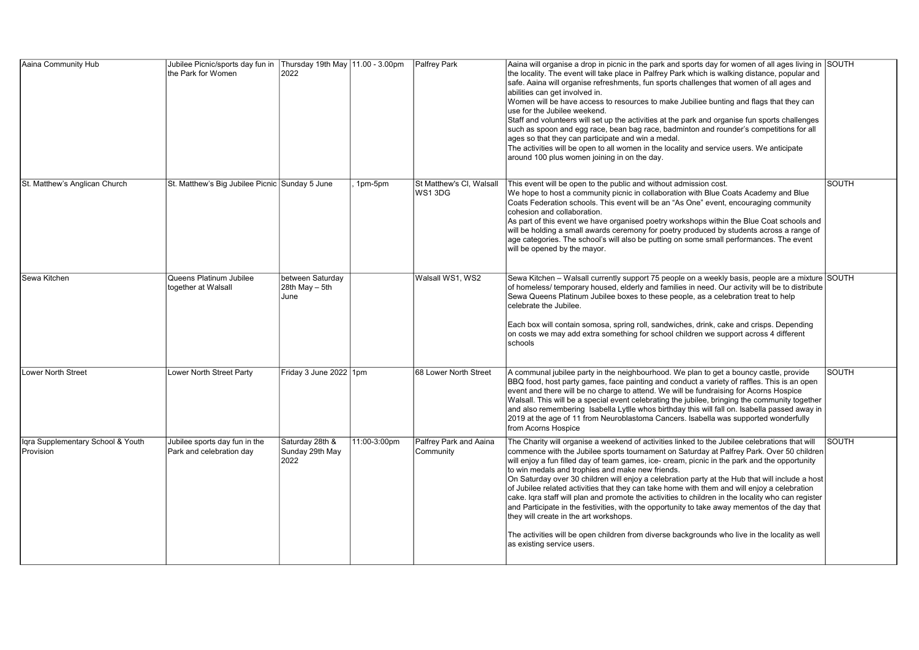| | | | | | | |
|---|---|---|---|---|---|---|
| Aaina Community Hub | Jubilee Picnic/sports day fun in the Park for Women | Thursday 19th May 2022 | 11.00 - 3.00pm | Palfrey Park | Aaina will organise a drop in picnic in the park and sports day for women of all ages living in the locality. The event will take place in Palfrey Park which is walking distance, popular and safe. Aaina will organise refreshments, fun sports challenges that women of all ages and abilities can get involved in.<br>Women will be have access to resources to make Jubiliee bunting and flags that they can use for the Jubilee weekend.<br>Staff and volunteers will set up the activities at the park and organise fun sports challenges such as spoon and egg race, bean bag race, badminton and rounder's competitions for all ages so that they can participate and win a medal.<br>The activities will be open to all women in the locality and service users. We anticipate around 100 plus women joining in on the day. | SOUTH |
| St. Matthew's Anglican Church | St. Matthew's Big Jubilee Picnic | Sunday 5 June | , 1pm-5pm | St Matthew's Cl, Walsall WS1 3DG | This event will be open to the public and without admission cost.<br>We hope to host a community picnic in collaboration with Blue Coats Academy and Blue Coats Federation schools. This event will be an "As One" event, encouraging community cohesion and collaboration.<br>As part of this event we have organised poetry workshops within the Blue Coat schools and will be holding a small awards ceremony for poetry produced by students across a range of age categories. The school's will also be putting on some small performances. The event will be opened by the mayor. | SOUTH |
| Sewa Kitchen | Queens Platinum Jubilee together at Walsall | between Saturday 28th May – 5th June | | Walsall WS1, WS2 | Sewa Kitchen – Walsall currently support 75 people on a weekly basis, people are a mixture of homeless/ temporary housed, elderly and families in need. Our activity will be to distribute Sewa Queens Platinum Jubilee boxes to these people, as a celebration treat to help celebrate the Jubilee.<br><br>Each box will contain somosa, spring roll, sandwiches, drink, cake and crisps. Depending on costs we may add extra something for school children we support across 4 different schools | SOUTH |
| Lower North Street | Lower North Street Party | Friday 3 June 2022 | 1pm | 68 Lower North Street | A communal jubilee party in the neighbourhood. We plan to get a bouncy castle, provide BBQ food, host party games, face painting and conduct a variety of raffles. This is an open event and there will be no charge to attend. We will be fundraising for Acorns Hospice Walsall. This will be a special event celebrating the jubilee, bringing the community together and also remembering Isabella Lytlle whos birthday this will fall on. Isabella passed away in 2019 at the age of 11 from Neuroblastoma Cancers. Isabella was supported wonderfully from Acorns Hospice | SOUTH |
| Iqra Supplementary School & Youth Provision | Jubilee sports day fun in the Park and celebration day | Saturday 28th & Sunday 29th May 2022 | 11:00-3:00pm | Palfrey Park and Aaina Community | The Charity will organise a weekend of activities linked to the Jubilee celebrations that will commence with the Jubilee sports tournament on Saturday at Palfrey Park. Over 50 children will enjoy a fun filled day of team games, ice- cream, picnic in the park and the opportunity to win medals and trophies and make new friends.<br>On Saturday over 30 children will enjoy a celebration party at the Hub that will include a host of Jubilee related activities that they can take home with them and will enjoy a celebration cake. Iqra staff will plan and promote the activities to children in the locality who can register and Participate in the festivities, with the opportunity to take away mementos of the day that they will create in the art workshops.<br><br>The activities will be open children from diverse backgrounds who live in the locality as well as existing service users. | SOUTH |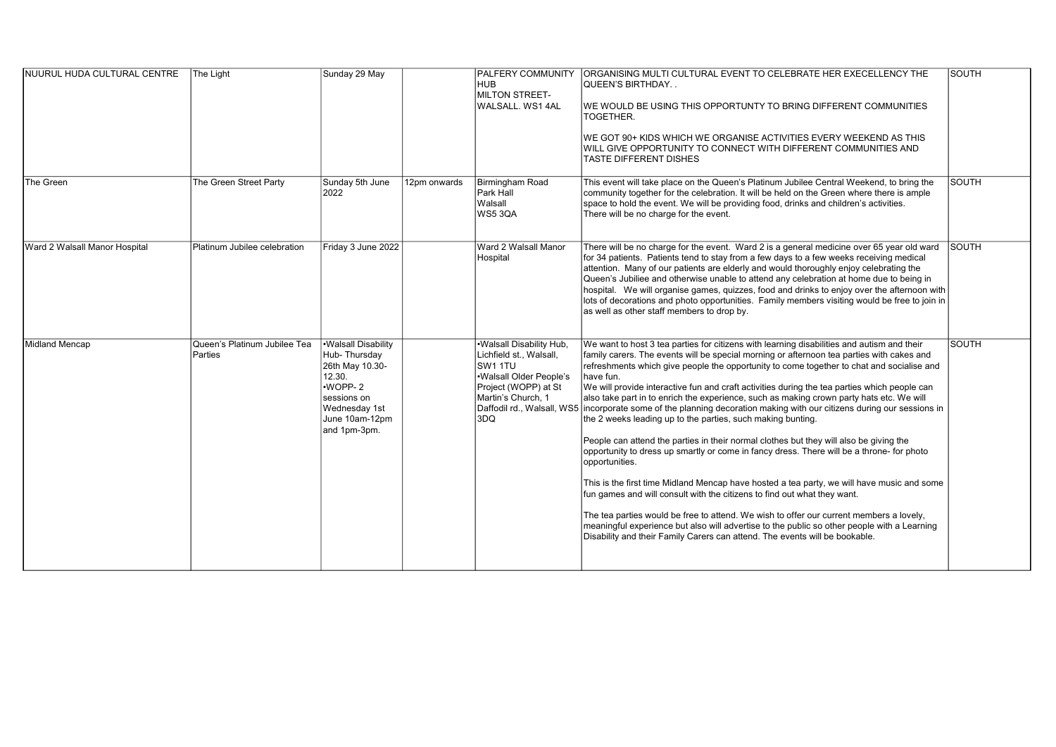| | | | | | | |
|---|---|---|---|---|---|---|
| NUURUL HUDA CULTURAL CENTRE | The Light | Sunday 29 May | | PALFERY COMMUNITY HUB<br>MILTON STREET-<br>WALSALL. WS1 4AL | ORGANISING MULTI CULTURAL EVENT TO CELEBRATE HER EXECELLENCY THE QUEEN'S BIRTHDAY. .<br><br>WE WOULD BE USING THIS OPPORTUNITY TO BRING DIFFERENT COMMUNITIES TOGETHER.<br><br>WE GOT 90+ KIDS WHICH WE ORGANISE ACTIVITIES EVERY WEEKEND AS THIS WILL GIVE OPPORTUNITY TO CONNECT WITH DIFFERENT COMMUNITIES AND TASTE DIFFERENT DISHES | SOUTH |
| The Green | The Green Street Party | Sunday 5th June 2022 | 12pm onwards | Birmingham Road<br>Park Hall<br>Walsall<br>WS5 3QA | This event will take place on the Queen's Platinum Jubilee Central Weekend, to bring the community together for the celebration. It will be held on the Green where there is ample space to hold the event. We will be providing food, drinks and children's activities.<br>There will be no charge for the event. | SOUTH |
| Ward 2 Walsall Manor Hospital | Platinum Jubilee celebration | Friday 3 June 2022 | | Ward 2 Walsall Manor Hospital | There will be no charge for the event. Ward 2 is a general medicine over 65 year old ward for 34 patients. Patients tend to stay from a few days to a few weeks receiving medical attention. Many of our patients are elderly and would thoroughly enjoy celebrating the Queen's Jubiilee and otherwise unable to attend any celebration at home due to being in hospital. We will organise games, quizzes, food and drinks to enjoy over the afternoon with lots of decorations and photo opportunities. Family members visiting would be free to join in as well as other staff members to drop by. | SOUTH |
| Midland Mencap | Queen's Platinum Jubilee Tea Parties | •Walsall Disability Hub- Thursday 26th May 10.30-12.30.<br>•WOPP- 2 sessions on Wednesday 1st June 10am-12pm and 1pm-3pm. | | •Walsall Disability Hub, Lichfield st., Walsall, SW1 1TU<br>•Walsall Older People's Project (WOPP) at St Martin's Church, 1 Daffodil rd., Walsall, WS5 3DQ | We want to host 3 tea parties for citizens with learning disabilities and autism and their family carers. The events will be special morning or afternoon tea parties with cakes and refreshments which give people the opportunity to come together to chat and socialise and have fun.<br>We will provide interactive fun and craft activities during the tea parties which people can also take part in to enrich the experience, such as making crown party hats etc. We will incorporate some of the planning decoration making with our citizens during our sessions in the 2 weeks leading up to the parties, such making bunting.<br><br>People can attend the parties in their normal clothes but they will also be giving the opportunity to dress up smartly or come in fancy dress. There will be a throne- for photo opportunities.<br><br>This is the first time Midland Mencap have hosted a tea party, we will have music and some fun games and will consult with the citizens to find out what they want.<br><br>The tea parties would be free to attend. We wish to offer our current members a lovely, meaningful experience but also will advertise to the public so other people with a Learning Disability and their Family Carers can attend. The events will be bookable. | SOUTH |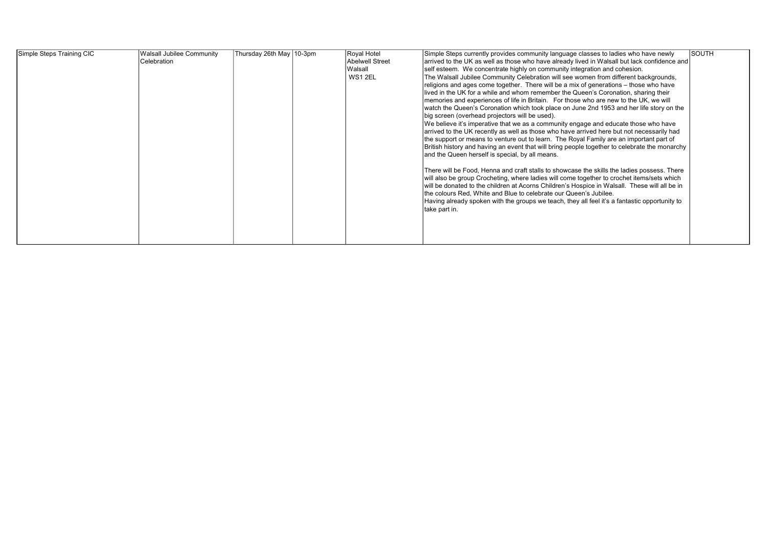| | | | | | | |
|---|---|---|---|---|---|---|
| Simple Steps Training CIC | Walsall Jubilee Community Celebration | Thursday 26th May | 10-3pm | Royal Hotel<br>Abelwell Street<br>Walsall<br>WS1 2EL | Simple Steps currently provides community language classes to ladies who have newly arrived to the UK as well as those who have already lived in Walsall but lack confidence and self esteem. We concentrate highly on community integration and cohesion.<br>The Walsall Jubilee Community Celebration will see women from different backgrounds, religions and ages come together. There will be a mix of generations – those who have lived in the UK for a while and whom remember the Queen's Coronation, sharing their memories and experiences of life in Britain. For those who are new to the UK, we will watch the Queen's Coronation which took place on June 2nd 1953 and her life story on the big screen (overhead projectors will be used).<br>We believe it's imperative that we as a community engage and educate those who have arrived to the UK recently as well as those who have arrived here but not necessarily had the support or means to venture out to learn. The Royal Family are an important part of British history and having an event that will bring people together to celebrate the monarchy and the Queen herself is special, by all means.<br><br>There will be Food, Henna and craft stalls to showcase the skills the ladies possess. There will also be group Crocheting, where ladies will come together to crochet items/sets which will be donated to the children at Acorns Children's Hospice in Walsall. These will all be in the colours Red, White and Blue to celebrate our Queen's Jubilee.<br>Having already spoken with the groups we teach, they all feel it's a fantastic opportunity to take part in. | SOUTH |